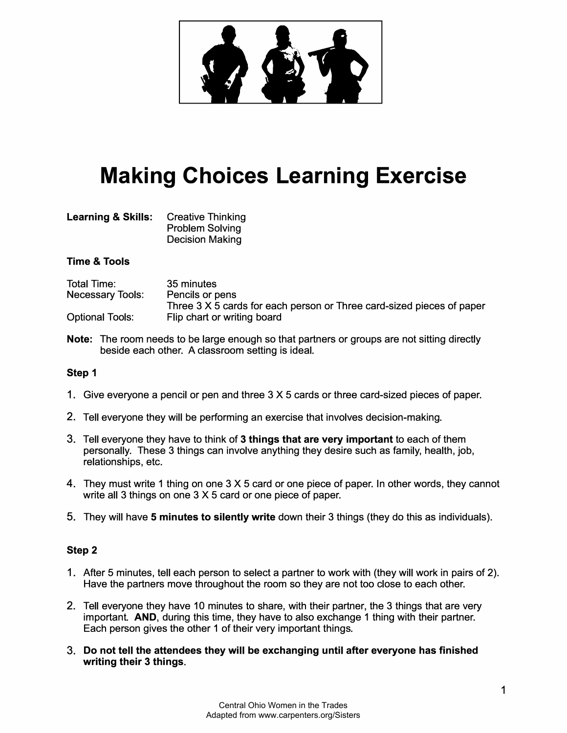# Making Choices Learning Exercise

**Learning & Skills:** Creative Thinking
Problem Solving
Decision Making

**Time & Tools**

Total Time: 35 minutes
Necessary Tools: Pencils or pens
Three 3 X 5 cards for each person or Three card-sized pieces of paper
Optional Tools: Flip chart or writing board

**Note:** The room needs to be large enough so that partners or groups are not sitting directly beside each other. A classroom setting is ideal.

**Step 1**

1. Give everyone a pencil or pen and three 3 X 5 cards or three card-sized pieces of paper.
2. Tell everyone they will be performing an exercise that involves decision-making.
3. Tell everyone they have to think of **3 things that are very important** to each of them personally. These 3 things can involve anything they desire such as family, health, job, relationships, etc.
4. They must write 1 thing on one 3 X 5 card or one piece of paper. In other words, they cannot write all 3 things on one 3 X 5 card or one piece of paper.
5. They will have **5 minutes to silently write** down their 3 things (they do this as individuals).

**Step 2**

1. After 5 minutes, tell each person to select a partner to work with (they will work in pairs of 2). Have the partners move throughout the room so they are not too close to each other.
2. Tell everyone they have 10 minutes to share, with their partner, the 3 things that are very important. **AND**, during this time, they have to also exchange 1 thing with their partner. Each person gives the other 1 of their very important things.
3. **Do not tell the attendees they will be exchanging until after everyone has finished writing their 3 things**.

Central Ohio Women in the Trades
Adapted from www.carpenters.org/Sisters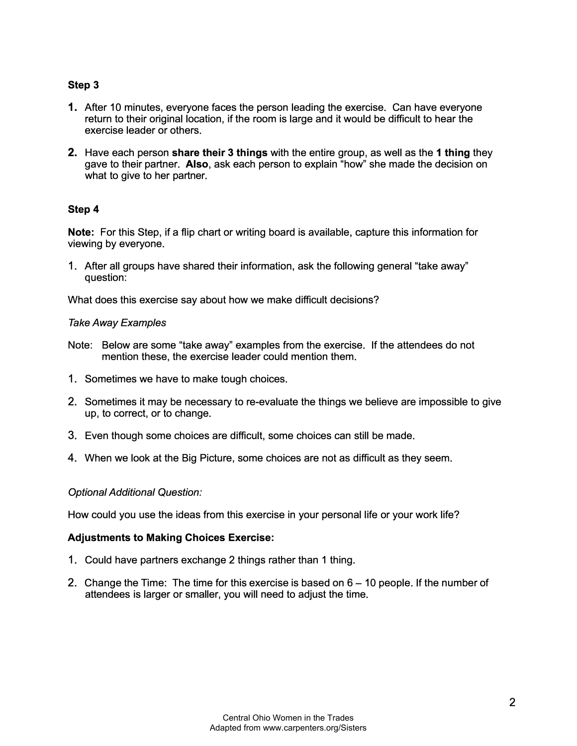**Step 3**

1. After 10 minutes, everyone faces the person leading the exercise. Can have everyone return to their original location, if the room is large and it would be difficult to hear the exercise leader or others.

2. Have each person **share their 3 things** with the entire group, as well as the **1 thing** they gave to their partner. **Also**, ask each person to explain "how" she made the decision on what to give to her partner.

**Step 4**

**Note:** For this Step, if a flip chart or writing board is available, capture this information for viewing by everyone.

1. After all groups have shared their information, ask the following general "take away" question:

What does this exercise say about how we make difficult decisions?

*Take Away Examples*

Note: Below are some "take away" examples from the exercise. If the attendees do not mention these, the exercise leader could mention them.

1. Sometimes we have to make tough choices.
2. Sometimes it may be necessary to re-evaluate the things we believe are impossible to give up, to correct, or to change.
3. Even though some choices are difficult, some choices can still be made.
4. When we look at the Big Picture, some choices are not as difficult as they seem.

*Optional Additional Question:*

How could you use the ideas from this exercise in your personal life or your work life?

**Adjustments to Making Choices Exercise:**

1. Could have partners exchange 2 things rather than 1 thing.
2. Change the Time: The time for this exercise is based on 6 – 10 people. If the number of attendees is larger or smaller, you will need to adjust the time.

Central Ohio Women in the Trades
Adapted from www.carpenters.org/Sisters